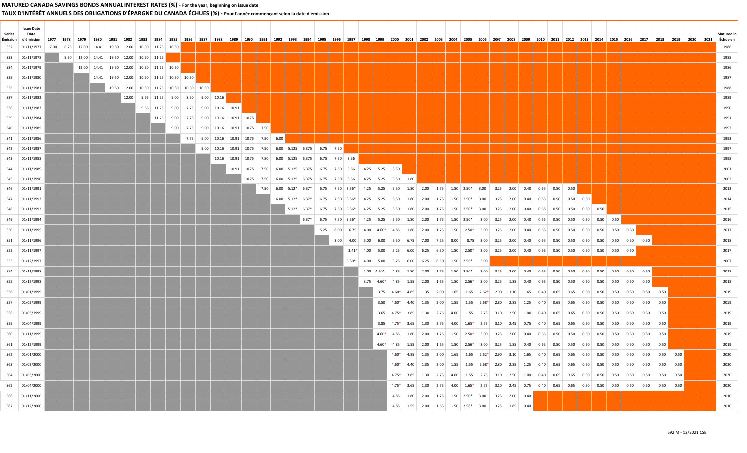# MATURED CANADA SAVINGS BONDS ANNUAL INTEREST RATES (%) - For the year, beginning on issue date

# TAUX D'INTÉRÊT ANNUELS DES OBLIGATIONS D'ÉPARGNE DU CANADA ÉCHUES (%) - Pour l'année commençant selon la date d'émission

| Series Émission | Issue Date Date d'émission | 1977 | 1978 | 1979 | 1980 | 1981 | 1982 | 1983 | 1984 | 1985 | 1986 | 1987 | 1988 | 1989 | 1990 | 1991 | 1992 | 1993 | 1994 | 1995 | 1996 | 1997 | 1998 | 1999 | 2000 | 2001 | 2002 | 2003 | 2004 | 2005 | 2006 | 2007 | 2008 | 2009 | 2010 | 2011 | 2012 | 2013 | 2014 | 2015 | 2016 | 2017 | 2018 | 2019 | 2020 | 2021 | Matured in Échue en |
|---|---|---|---|---|---|---|---|---|---|---|---|---|---|---|---|---|---|---|---|---|---|---|---|---|---|---|---|---|---|---|---|---|---|---|---|---|---|---|---|---|---|---|---|---|---|---|---|
| S32 | 01/11/1977 | 7.00 | 8.25 | 12.00 | 14.41 | 19.50 | 12.00 | 10.50 | 11.25 | 10.50 | | | | | | | | | | | | | | | | | | | | | | | | | | | | | | | | | | | | | 1986 |
| S33 | 01/11/1978 | | 9.50 | 12.00 | 14.41 | 19.50 | 12.00 | 10.50 | 11.25 | | | | | | | | | | | | | | | | | | | | | | | | | | | | | | | | | | | | | | 1985 |
| S34 | 01/11/1979 | | | 12.00 | 14.41 | 19.50 | 12.00 | 10.50 | 11.25 | 10.50 | | | | | | | | | | | | | | | | | | | | | | | | | | | | | | | | | | | | | 1986 |
| S35 | 01/11/1980 | | | | 14.41 | 19.50 | 12.00 | 10.50 | 11.25 | 10.50 | 10.50 | | | | | | | | | | | | | | | | | | | | | | | | | | | | | | | | | | | | 1987 |
| S36 | 01/11/1981 | | | | | 19.50 | 12.00 | 10.50 | 11.25 | 10.50 | 10.50 | 10.50 | | | | | | | | | | | | | | | | | | | | | | | | | | | | | | | | | | | 1988 |
| S37 | 01/11/1982 | | | | | | 12.00 | 9.66 | 11.25 | 9.00 | 8.50 | 9.00 | 10.16 | | | | | | | | | | | | | | | | | | | | | | | | | | | | | | | | | | 1989 |
| S38 | 01/11/1983 | | | | | | | 9.66 | 11.25 | 9.00 | 7.75 | 9.00 | 10.16 | 10.91 | | | | | | | | | | | | | | | | | | | | | | | | | | | | | | | | | 1990 |
| S39 | 01/11/1984 | | | | | | | | 11.25 | 9.00 | 7.75 | 9.00 | 10.16 | 10.91 | 10.75 | | | | | | | | | | | | | | | | | | | | | | | | | | | | | | | | 1991 |
| S40 | 01/11/1985 | | | | | | | | | 9.00 | 7.75 | 9.00 | 10.16 | 10.91 | 10.75 | 7.50 | | | | | | | | | | | | | | | | | | | | | | | | | | | | | | | 1992 |
| S41 | 01/11/1986 | | | | | | | | | | 7.75 | 9.00 | 10.16 | 10.91 | 10.75 | 7.50 | 6.00 | | | | | | | | | | | | | | | | | | | | | | | | | | | | | | 1993 |
| S42 | 01/11/1987 | | | | | | | | | | | 9.00 | 10.16 | 10.91 | 10.75 | 7.50 | 6.00 | 5.125 | 6.375 | 6.75 | 7.50 | | | | | | | | | | | | | | | | | | | | | | | | | | 1997 |
| S43 | 01/11/1988 | | | | | | | | | | | | 10.16 | 10.91 | 10.75 | 7.50 | 6.00 | 5.125 | 6.375 | 6.75 | 7.50 | 3.56 | | | | | | | | | | | | | | | | | | | | | | | | | 1998 |
| S44 | 01/11/1989 | | | | | | | | | | | | | 10.91 | 10.75 | 7.50 | 6.00 | 5.125 | 6.375 | 6.75 | 7.50 | 3.56 | 4.25 | 5.25 | 5.50 | | | | | | | | | | | | | | | | | | | | | | 2001 |
| S45 | 01/11/1990 | | | | | | | | | | | | | | 10.75 | 7.50 | 6.00 | 5.125 | 6.375 | 6.75 | 7.50 | 3.56 | 4.25 | 5.25 | 5.50 | 1.80 | | | | | | | | | | | | | | | | | | | | | 2002 |
| S46 | 01/11/1991 | | | | | | | | | | | | | | | 7.50 | 6.00 | 5.12* | 6.37* | 6.75 | 7.50 | 3.56* | 4.25 | 5.25 | 5.50 | 1.80 | 2.00 | 1.75 | 1.50 | 2.50* | 3.00 | 3.25 | 2.00 | 0.40 | 0.65 | 0.50 | 0.50 | | | | | | | | | | 2013 |
| S47 | 01/11/1992 | | | | | | | | | | | | | | | | 6.00 | 5.12* | 6.37* | 6.75 | 7.50 | 3.56* | 4.25 | 5.25 | 5.50 | 1.80 | 2.00 | 1.75 | 1.50 | 2.50* | 3.00 | 3.25 | 2.00 | 0.40 | 0.65 | 0.50 | 0.50 | 0.50 | | | | | | | | | 2014 |
| S48 | 01/11/1993 | | | | | | | | | | | | | | | | | 5.12* | 6.37* | 6.75 | 7.50 | 3.56* | 4.25 | 5.25 | 5.50 | 1.80 | 2.00 | 1.75 | 1.50 | 2.50* | 3.00 | 3.25 | 2.00 | 0.40 | 0.65 | 0.50 | 0.50 | 0.50 | 0.50 | | | | | | | | 2015 |
| S49 | 01/11/1994 | | | | | | | | | | | | | | | | | | 6.37* | 6.75 | 7.50 | 3.56* | 4.25 | 5.25 | 5.50 | 1.80 | 2.00 | 1.75 | 1.50 | 2.50* | 3.00 | 3.25 | 2.00 | 0.40 | 0.65 | 0.50 | 0.50 | 0.50 | 0.50 | 0.50 | | | | | | | 2016 |
| S50 | 01/11/1995 | | | | | | | | | | | | | | | | | | | 5.25 | 6.00 | 6.75 | 4.00 | 4.60* | 4.85 | 1.80 | 2.00 | 1.75 | 1.50 | 2.50* | 3.00 | 3.25 | 2.00 | 0.40 | 0.65 | 0.50 | 0.50 | 0.50 | 0.50 | 0.50 | 0.50 | | | | | | 2017 |
| S51 | 01/11/1996 | | | | | | | | | | | | | | | | | | | | 3.00 | 4.00 | 5.00 | 6.00 | 6.50 | 6.75 | 7.00 | 7.25 | 8.00 | 8.75 | 3.00 | 3.25 | 2.00 | 0.40 | 0.65 | 0.50 | 0.50 | 0.50 | 0.50 | 0.50 | 0.50 | 0.50 | | | | | 2018 |
| S52 | 01/11/1997 | | | | | | | | | | | | | | | | | | | | | 3.41* | 4.00 | 5.00 | 5.25 | 6.00 | 6.25 | 6.50 | 1.50 | 2.50* | 3.00 | 3.25 | 2.00 | 0.40 | 0.65 | 0.50 | 0.50 | 0.50 | 0.50 | 0.50 | 0.50 | | | | | | 2017 |
| S53 | 01/12/1997 | | | | | | | | | | | | | | | | | | | | | 3.50* | 4.00 | 5.00 | 5.25 | 6.00 | 6.25 | 6.50 | 1.50 | 2.56* | 3.00 | | | | | | | | | | | | | | | | 2007 |
| S54 | 01/11/1998 | | | | | | | | | | | | | | | | | | | | | | 4.00 | 4.60* | 4.85 | 1.80 | 2.00 | 1.75 | 1.50 | 2.50* | 3.00 | 3.25 | 2.00 | 0.40 | 0.65 | 0.50 | 0.50 | 0.50 | 0.50 | 0.50 | 0.50 | 0.50 | | | | | 2018 |
| S55 | 01/12/1998 | | | | | | | | | | | | | | | | | | | | | | 3.75 | 4.60* | 4.85 | 1.55 | 2.00 | 1.65 | 1.50 | 2.56* | 3.00 | 3.25 | 1.85 | 0.40 | 0.65 | 0.50 | 0.50 | 0.50 | 0.50 | 0.50 | 0.50 | 0.50 | | | | | 2018 |
| S56 | 01/01/1999 | | | | | | | | | | | | | | | | | | | | | | | 3.75 | 4.60* | 4.85 | 1.35 | 2.00 | 1.65 | 1.65 | 2.62* | 2.90 | 3.10 | 1.65 | 0.40 | 0.65 | 0.65 | 0.50 | 0.50 | 0.50 | 0.50 | 0.50 | 0.50 | | | | 2019 |
| S57 | 01/02/1999 | | | | | | | | | | | | | | | | | | | | | | | 3.50 | 4.60* | 4.40 | 1.35 | 2.00 | 1.55 | 1.55 | 2.68* | 2.80 | 2.85 | 1.25 | 0.40 | 0.65 | 0.65 | 0.50 | 0.50 | 0.50 | 0.50 | 0.50 | 0.50 | | | | 2019 |
| S58 | 01/03/1999 | | | | | | | | | | | | | | | | | | | | | | | 3.65 | 4.75* | 3.85 | 1.30 | 2.75 | 4.00 | 1.55 | 2.75 | 3.10 | 2.50 | 1.00 | 0.40 | 0.65 | 0.65 | 0.50 | 0.50 | 0.50 | 0.50 | 0.50 | 0.50 | | | | 2019 |
| S59 | 01/04/1999 | | | | | | | | | | | | | | | | | | | | | | | 3.85 | 4.75* | 3.65 | 1.30 | 2.75 | 4.00 | 1.65* | 2.75 | 3.10 | 2.45 | 0.75 | 0.40 | 0.65 | 0.65 | 0.50 | 0.50 | 0.50 | 0.50 | 0.50 | 0.50 | | | | 2019 |
| S60 | 01/11/1999 | | | | | | | | | | | | | | | | | | | | | | | 4.60* | 4.85 | 1.80 | 2.00 | 1.75 | 1.50 | 2.50* | 3.00 | 3.25 | 2.00 | 0.40 | 0.65 | 0.50 | 0.50 | 0.50 | 0.50 | 0.50 | 0.50 | 0.50 | 0.50 | | | | 2019 |
| S61 | 01/12/1999 | | | | | | | | | | | | | | | | | | | | | | | 4.60* | 4.85 | 1.55 | 2.00 | 1.65 | 1.50 | 2.56* | 3.00 | 3.25 | 1.85 | 0.40 | 0.65 | 0.50 | 0.50 | 0.50 | 0.50 | 0.50 | 0.50 | 0.50 | 0.50 | | | | 2019 |
| S62 | 01/01/2000 | | | | | | | | | | | | | | | | | | | | | | | | 4.60* | 4.85 | 1.35 | 2.00 | 1.65 | 1.65 | 2.62* | 2.90 | 3.10 | 1.65 | 0.40 | 0.65 | 0.65 | 0.50 | 0.50 | 0.50 | 0.50 | 0.50 | 0.50 | 0.50 | | | 2020 |
| S63 | 01/02/2000 | | | | | | | | | | | | | | | | | | | | | | | | 4.60* | 4.40 | 1.35 | 2.00 | 1.55 | 1.55 | 2.68* | 2.80 | 2.85 | 1.25 | 0.40 | 0.65 | 0.65 | 0.50 | 0.50 | 0.50 | 0.50 | 0.50 | 0.50 | 0.50 | | | 2020 |
| S64 | 01/03/2000 | | | | | | | | | | | | | | | | | | | | | | | | 4.75* | 3.85 | 1.30 | 2.75 | 4.00 | 1.55 | 2.75 | 3.10 | 2.50 | 1.00 | 0.40 | 0.65 | 0.65 | 0.50 | 0.50 | 0.50 | 0.50 | 0.50 | 0.50 | 0.50 | | | 2020 |
| S65 | 01/04/2000 | | | | | | | | | | | | | | | | | | | | | | | | 4.75* | 3.65 | 1.30 | 2.75 | 4.00 | 1.65* | 2.75 | 3.10 | 2.45 | 0.75 | 0.40 | 0.65 | 0.65 | 0.50 | 0.50 | 0.50 | 0.50 | 0.50 | 0.50 | 0.50 | | | 2020 |
| S66 | 01/11/2000 | | | | | | | | | | | | | | | | | | | | | | | | 4.85 | 1.80 | 2.00 | 1.75 | 1.50 | 2.50* | 3.00 | 3.25 | 2.00 | 0.40 | | | | | | | | | | | | | 2010 |
| S67 | 01/12/2000 | | | | | | | | | | | | | | | | | | | | | | | | 4.85 | 1.55 | 2.00 | 1.65 | 1.50 | 2.56* | 3.00 | 3.25 | 1.85 | 0.40 | | | | | | | | | | | | | 2010 |

S92 M - 12/2021 CSB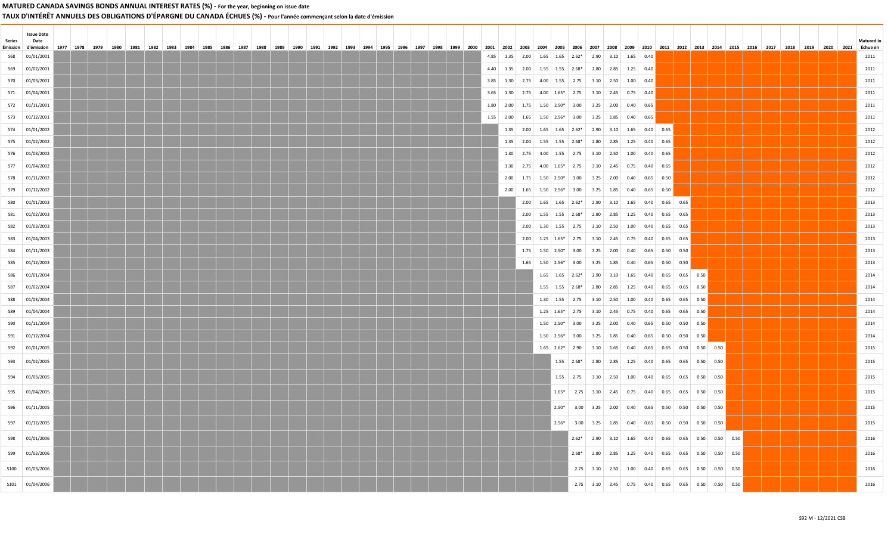## MATURED CANADA SAVINGS BONDS ANNUAL INTEREST RATES (%) - For the year, beginning on issue date

## TAUX D'INTÉRÊT ANNUELS DES OBLIGATIONS D'ÉPARGNE DU CANADA ÉCHUES (%) - Pour l'année commençant selon la date d'émission

| Series Émission | Issue Date Date d'émission | 1977 | 1978 | 1979 | 1980 | 1981 | 1982 | 1983 | 1984 | 1985 | 1986 | 1987 | 1988 | 1989 | 1990 | 1991 | 1992 | 1993 | 1994 | 1995 | 1996 | 1997 | 1998 | 1999 | 2000 | 2001 | 2002 | 2003 | 2004 | 2005 | 2006 | 2007 | 2008 | 2009 | 2010 | 2011 | 2012 | 2013 | 2014 | 2015 | 2016 | 2017 | 2018 | 2019 | 2020 | 2021 | Matured in Échue en |
|---|---|---|---|---|---|---|---|---|---|---|---|---|---|---|---|---|---|---|---|---|---|---|---|---|---|---|---|---|---|---|---|---|---|---|---|---|---|---|---|---|---|---|---|---|---|---|---|
| S68 | 01/01/2001 | | | | | | | | | | | | | | | | | | | | | | | | | 4.85 | 1.35 | 2.00 | 1.65 | 1.65 | 2.62* | 2.90 | 3.10 | 1.65 | 0.40 | | | | | | | | | | | | 2011 |
| S69 | 01/02/2001 | | | | | | | | | | | | | | | | | | | | | | | | | 4.40 | 1.35 | 2.00 | 1.55 | 1.55 | 2.68* | 2.80 | 2.85 | 1.25 | 0.40 | | | | | | | | | | | | 2011 |
| S70 | 01/03/2001 | | | | | | | | | | | | | | | | | | | | | | | | | 3.85 | 1.30 | 2.75 | 4.00 | 1.55 | 2.75 | 3.10 | 2.50 | 1.00 | 0.40 | | | | | | | | | | | | 2011 |
| S71 | 01/04/2001 | | | | | | | | | | | | | | | | | | | | | | | | | 3.65 | 1.30 | 2.75 | 4.00 | 1.65* | 2.75 | 3.10 | 2.45 | 0.75 | 0.40 | | | | | | | | | | | | 2011 |
| S72 | 01/11/2001 | | | | | | | | | | | | | | | | | | | | | | | | | 1.80 | 2.00 | 1.75 | 1.50 | 2.50* | 3.00 | 3.25 | 2.00 | 0.40 | 0.65 | | | | | | | | | | | | 2011 |
| S73 | 01/12/2001 | | | | | | | | | | | | | | | | | | | | | | | | | 1.55 | 2.00 | 1.65 | 1.50 | 2.56* | 3.00 | 3.25 | 1.85 | 0.40 | 0.65 | | | | | | | | | | | | 2011 |
| S74 | 01/01/2002 | | | | | | | | | | | | | | | | | | | | | | | | | | 1.35 | 2.00 | 1.65 | 1.65 | 2.62* | 2.90 | 3.10 | 1.65 | 0.40 | 0.65 | | | | | | | | | | | 2012 |
| S75 | 01/02/2002 | | | | | | | | | | | | | | | | | | | | | | | | | | 1.35 | 2.00 | 1.55 | 1.55 | 2.68* | 2.80 | 2.85 | 1.25 | 0.40 | 0.65 | | | | | | | | | | | 2012 |
| S76 | 01/03/2002 | | | | | | | | | | | | | | | | | | | | | | | | | | 1.30 | 2.75 | 4.00 | 1.55 | 2.75 | 3.10 | 2.50 | 1.00 | 0.40 | 0.65 | | | | | | | | | | | 2012 |
| S77 | 01/04/2002 | | | | | | | | | | | | | | | | | | | | | | | | | | 1.30 | 2.75 | 4.00 | 1.65* | 2.75 | 3.10 | 2.45 | 0.75 | 0.40 | 0.65 | | | | | | | | | | | 2012 |
| S78 | 01/11/2002 | | | | | | | | | | | | | | | | | | | | | | | | | | 2.00 | 1.75 | 1.50 | 2.50* | 3.00 | 3.25 | 2.00 | 0.40 | 0.65 | 0.50 | | | | | | | | | | | 2012 |
| S79 | 01/12/2002 | | | | | | | | | | | | | | | | | | | | | | | | | | 2.00 | 1.65 | 1.50 | 2.56* | 3.00 | 3.25 | 1.85 | 0.40 | 0.65 | 0.50 | | | | | | | | | | | 2012 |
| S80 | 01/01/2003 | | | | | | | | | | | | | | | | | | | | | | | | | | | 2.00 | 1.65 | 1.65 | 2.62* | 2.90 | 3.10 | 1.65 | 0.40 | 0.65 | 0.65 | | | | | | | | | | 2013 |
| S81 | 01/02/2003 | | | | | | | | | | | | | | | | | | | | | | | | | | | 2.00 | 1.55 | 1.55 | 2.68* | 2.80 | 2.85 | 1.25 | 0.40 | 0.65 | 0.65 | | | | | | | | | | 2013 |
| S82 | 01/03/2003 | | | | | | | | | | | | | | | | | | | | | | | | | | | 2.00 | 1.30 | 1.55 | 2.75 | 3.10 | 2.50 | 1.00 | 0.40 | 0.65 | 0.65 | | | | | | | | | | 2013 |
| S83 | 01/04/2003 | | | | | | | | | | | | | | | | | | | | | | | | | | | 2.00 | 1.25 | 1.65* | 2.75 | 3.10 | 2.45 | 0.75 | 0.40 | 0.65 | 0.65 | | | | | | | | | | 2013 |
| S84 | 01/11/2003 | | | | | | | | | | | | | | | | | | | | | | | | | | | 1.75 | 1.50 | 2.50* | 3.00 | 3.25 | 2.00 | 0.40 | 0.65 | 0.50 | 0.50 | | | | | | | | | | 2013 |
| S85 | 01/12/2003 | | | | | | | | | | | | | | | | | | | | | | | | | | | 1.65 | 1.50 | 2.56* | 3.00 | 3.25 | 1.85 | 0.40 | 0.65 | 0.50 | 0.50 | | | | | | | | | | 2013 |
| S86 | 01/01/2004 | | | | | | | | | | | | | | | | | | | | | | | | | | | | 1.65 | 1.65 | 2.62* | 2.90 | 3.10 | 1.65 | 0.40 | 0.65 | 0.65 | 0.50 | | | | | | | | | 2014 |
| S87 | 01/02/2004 | | | | | | | | | | | | | | | | | | | | | | | | | | | | 1.55 | 1.55 | 2.68* | 2.80 | 2.85 | 1.25 | 0.40 | 0.65 | 0.65 | 0.50 | | | | | | | | | 2014 |
| S88 | 01/03/2004 | | | | | | | | | | | | | | | | | | | | | | | | | | | | 1.30 | 1.55 | 2.75 | 3.10 | 2.50 | 1.00 | 0.40 | 0.65 | 0.65 | 0.50 | | | | | | | | | 2014 |
| S89 | 01/04/2004 | | | | | | | | | | | | | | | | | | | | | | | | | | | | 1.25 | 1.65* | 2.75 | 3.10 | 2.45 | 0.75 | 0.40 | 0.65 | 0.65 | 0.50 | | | | | | | | | 2014 |
| S90 | 01/11/2004 | | | | | | | | | | | | | | | | | | | | | | | | | | | | 1.50 | 2.50* | 3.00 | 3.25 | 2.00 | 0.40 | 0.65 | 0.50 | 0.50 | 0.50 | | | | | | | | | 2014 |
| S91 | 01/12/2004 | | | | | | | | | | | | | | | | | | | | | | | | | | | | 1.50 | 2.56* | 3.00 | 3.25 | 1.85 | 0.40 | 0.65 | 0.50 | 0.50 | 0.50 | | | | | | | | | 2014 |
| S92 | 01/01/2005 | | | | | | | | | | | | | | | | | | | | | | | | | | | | 1.65 | 2.62* | 2.90 | 3.10 | 1.65 | 0.40 | 0.65 | 0.65 | 0.50 | 0.50 | 0.50 | | | | | | | | 2015 |
| S93 | 01/02/2005 | | | | | | | | | | | | | | | | | | | | | | | | | | | | | 1.55 | 2.68* | 2.80 | 2.85 | 1.25 | 0.40 | 0.65 | 0.65 | 0.50 | 0.50 | | | | | | | | 2015 |
| S94 | 01/03/2005 | | | | | | | | | | | | | | | | | | | | | | | | | | | | | 1.55 | 2.75 | 3.10 | 2.50 | 1.00 | 0.40 | 0.65 | 0.65 | 0.50 | 0.50 | | | | | | | | 2015 |
| S95 | 01/04/2005 | | | | | | | | | | | | | | | | | | | | | | | | | | | | | 1.65* | 2.75 | 3.10 | 2.45 | 0.75 | 0.40 | 0.65 | 0.65 | 0.50 | 0.50 | | | | | | | | 2015 |
| S96 | 01/11/2005 | | | | | | | | | | | | | | | | | | | | | | | | | | | | | 2.50* | 3.00 | 3.25 | 2.00 | 0.40 | 0.65 | 0.50 | 0.50 | 0.50 | 0.50 | | | | | | | | 2015 |
| S97 | 01/12/2005 | | | | | | | | | | | | | | | | | | | | | | | | | | | | | 2.56* | 3.00 | 3.25 | 1.85 | 0.40 | 0.65 | 0.50 | 0.50 | 0.50 | 0.50 | | | | | | | | 2015 |
| S98 | 01/01/2006 | | | | | | | | | | | | | | | | | | | | | | | | | | | | | | 2.62* | 2.90 | 3.10 | 1.65 | 0.40 | 0.65 | 0.65 | 0.50 | 0.50 | 0.50 | | | | | | | 2016 |
| S99 | 01/02/2006 | | | | | | | | | | | | | | | | | | | | | | | | | | | | | | 2.68* | 2.80 | 2.85 | 1.25 | 0.40 | 0.65 | 0.65 | 0.50 | 0.50 | 0.50 | | | | | | | 2016 |
| S100 | 01/03/2006 | | | | | | | | | | | | | | | | | | | | | | | | | | | | | | 2.75 | 3.10 | 2.50 | 1.00 | 0.40 | 0.65 | 0.65 | 0.50 | 0.50 | 0.50 | | | | | | | 2016 |
| S101 | 01/04/2006 | | | | | | | | | | | | | | | | | | | | | | | | | | | | | | 2.75 | 3.10 | 2.45 | 0.75 | 0.40 | 0.65 | 0.65 | 0.50 | 0.50 | 0.50 | | | | | | | 2016 |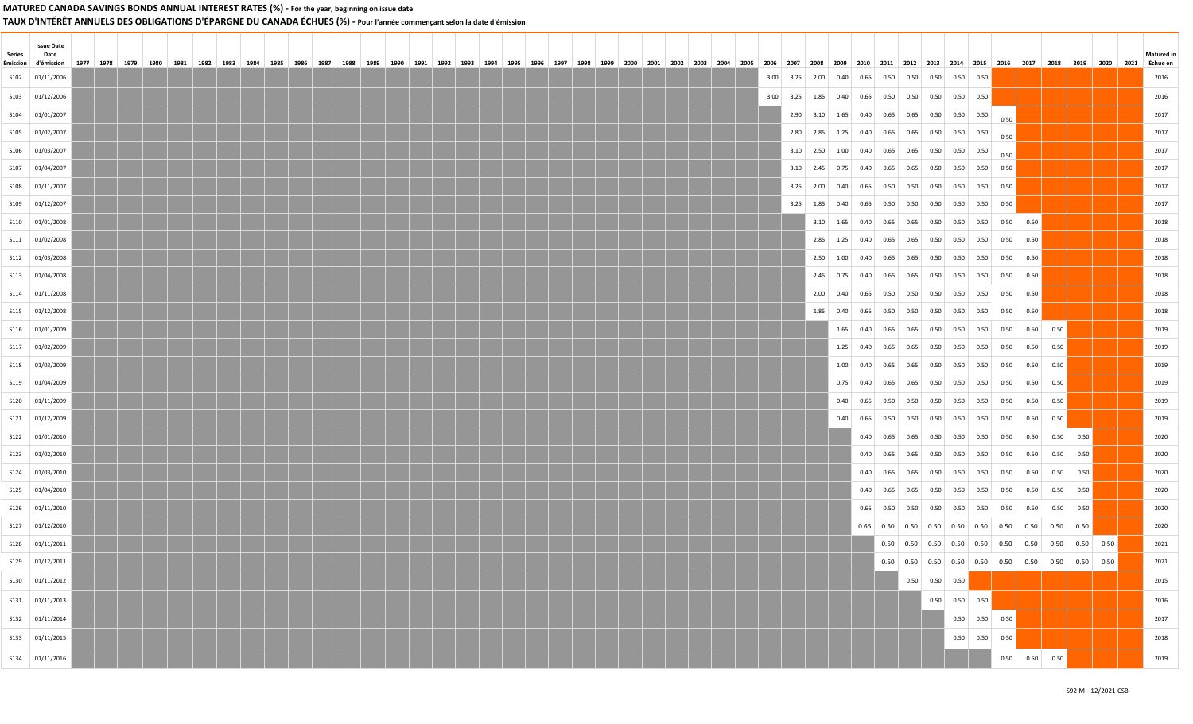**MATURED CANADA SAVINGS BONDS ANNUAL INTEREST RATES (%)** - For the year, beginning on issue date

**TAUX D'INTÉRÊT ANNUELS DES OBLIGATIONS D'ÉPARGNE DU CANADA ÉCHUES (%)** - Pour l'année commençant selon la date d'émission

| Series Émission | Issue Date Date d'émission | 1977 | 1978 | 1979 | 1980 | 1981 | 1982 | 1983 | 1984 | 1985 | 1986 | 1987 | 1988 | 1989 | 1990 | 1991 | 1992 | 1993 | 1994 | 1995 | 1996 | 1997 | 1998 | 1999 | 2000 | 2001 | 2002 | 2003 | 2004 | 2005 | 2006 | 2007 | 2008 | 2009 | 2010 | 2011 | 2012 | 2013 | 2014 | 2015 | 2016 | 2017 | 2018 | 2019 | 2020 | 2021 | Matured in Échue en |
|---|---|---|---|---|---|---|---|---|---|---|---|---|---|---|---|---|---|---|---|---|---|---|---|---|---|---|---|---|---|---|---|---|---|---|---|---|---|---|---|---|---|---|---|---|---|---|---|
| S102 | 01/11/2006 | | | | | | | | | | | | | | | | | | | | | | | | | | | | | | 3.00 | 3.25 | 2.00 | 0.40 | 0.65 | 0.50 | 0.50 | 0.50 | 0.50 | 0.50 | | | | | | | 2016 |
| S103 | 01/12/2006 | | | | | | | | | | | | | | | | | | | | | | | | | | | | | | 3.00 | 3.25 | 1.85 | 0.40 | 0.65 | 0.50 | 0.50 | 0.50 | 0.50 | 0.50 | | | | | | | 2016 |
| S104 | 01/01/2007 | | | | | | | | | | | | | | | | | | | | | | | | | | | | | | | 2.90 | 3.10 | 1.65 | 0.40 | 0.65 | 0.65 | 0.50 | 0.50 | 0.50 | 0.50 | | | | | | 2017 |
| S105 | 01/02/2007 | | | | | | | | | | | | | | | | | | | | | | | | | | | | | | | 2.80 | 2.85 | 1.25 | 0.40 | 0.65 | 0.65 | 0.50 | 0.50 | 0.50 | 0.50 | | | | | | 2017 |
| S106 | 01/03/2007 | | | | | | | | | | | | | | | | | | | | | | | | | | | | | | | 3.10 | 2.50 | 1.00 | 0.40 | 0.65 | 0.65 | 0.50 | 0.50 | 0.50 | 0.50 | | | | | | 2017 |
| S107 | 01/04/2007 | | | | | | | | | | | | | | | | | | | | | | | | | | | | | | | 3.10 | 2.45 | 0.75 | 0.40 | 0.65 | 0.65 | 0.50 | 0.50 | 0.50 | 0.50 | | | | | | 2017 |
| S108 | 01/11/2007 | | | | | | | | | | | | | | | | | | | | | | | | | | | | | | | 3.25 | 2.00 | 0.40 | 0.65 | 0.50 | 0.50 | 0.50 | 0.50 | 0.50 | 0.50 | | | | | | 2017 |
| S109 | 01/12/2007 | | | | | | | | | | | | | | | | | | | | | | | | | | | | | | | 3.25 | 1.85 | 0.40 | 0.65 | 0.50 | 0.50 | 0.50 | 0.50 | 0.50 | 0.50 | | | | | | 2017 |
| S110 | 01/01/2008 | | | | | | | | | | | | | | | | | | | | | | | | | | | | | | | | 3.10 | 1.65 | 0.40 | 0.65 | 0.65 | 0.50 | 0.50 | 0.50 | 0.50 | 0.50 | | | | | 2018 |
| S111 | 01/02/2008 | | | | | | | | | | | | | | | | | | | | | | | | | | | | | | | | 2.85 | 1.25 | 0.40 | 0.65 | 0.65 | 0.50 | 0.50 | 0.50 | 0.50 | 0.50 | | | | | 2018 |
| S112 | 01/03/2008 | | | | | | | | | | | | | | | | | | | | | | | | | | | | | | | | 2.50 | 1.00 | 0.40 | 0.65 | 0.65 | 0.50 | 0.50 | 0.50 | 0.50 | 0.50 | | | | | 2018 |
| S113 | 01/04/2008 | | | | | | | | | | | | | | | | | | | | | | | | | | | | | | | | 2.45 | 0.75 | 0.40 | 0.65 | 0.65 | 0.50 | 0.50 | 0.50 | 0.50 | 0.50 | | | | | 2018 |
| S114 | 01/11/2008 | | | | | | | | | | | | | | | | | | | | | | | | | | | | | | | | 2.00 | 0.40 | 0.65 | 0.50 | 0.50 | 0.50 | 0.50 | 0.50 | 0.50 | 0.50 | | | | | 2018 |
| S115 | 01/12/2008 | | | | | | | | | | | | | | | | | | | | | | | | | | | | | | | | 1.85 | 0.40 | 0.65 | 0.50 | 0.50 | 0.50 | 0.50 | 0.50 | 0.50 | 0.50 | | | | | 2018 |
| S116 | 01/01/2009 | | | | | | | | | | | | | | | | | | | | | | | | | | | | | | | | | 1.65 | 0.40 | 0.65 | 0.65 | 0.50 | 0.50 | 0.50 | 0.50 | 0.50 | 0.50 | | | | 2019 |
| S117 | 01/02/2009 | | | | | | | | | | | | | | | | | | | | | | | | | | | | | | | | | 1.25 | 0.40 | 0.65 | 0.65 | 0.50 | 0.50 | 0.50 | 0.50 | 0.50 | 0.50 | | | | 2019 |
| S118 | 01/03/2009 | | | | | | | | | | | | | | | | | | | | | | | | | | | | | | | | | 1.00 | 0.40 | 0.65 | 0.65 | 0.50 | 0.50 | 0.50 | 0.50 | 0.50 | 0.50 | | | | 2019 |
| S119 | 01/04/2009 | | | | | | | | | | | | | | | | | | | | | | | | | | | | | | | | | 0.75 | 0.40 | 0.65 | 0.65 | 0.50 | 0.50 | 0.50 | 0.50 | 0.50 | 0.50 | | | | 2019 |
| S120 | 01/11/2009 | | | | | | | | | | | | | | | | | | | | | | | | | | | | | | | | | 0.40 | 0.65 | 0.50 | 0.50 | 0.50 | 0.50 | 0.50 | 0.50 | 0.50 | 0.50 | | | | 2019 |
| S121 | 01/12/2009 | | | | | | | | | | | | | | | | | | | | | | | | | | | | | | | | | 0.40 | 0.65 | 0.50 | 0.50 | 0.50 | 0.50 | 0.50 | 0.50 | 0.50 | 0.50 | | | | 2019 |
| S122 | 01/01/2010 | | | | | | | | | | | | | | | | | | | | | | | | | | | | | | | | | | 0.40 | 0.65 | 0.65 | 0.50 | 0.50 | 0.50 | 0.50 | 0.50 | 0.50 | 0.50 | | | 2020 |
| S123 | 01/02/2010 | | | | | | | | | | | | | | | | | | | | | | | | | | | | | | | | | | 0.40 | 0.65 | 0.65 | 0.50 | 0.50 | 0.50 | 0.50 | 0.50 | 0.50 | 0.50 | | | 2020 |
| S124 | 01/03/2010 | | | | | | | | | | | | | | | | | | | | | | | | | | | | | | | | | | 0.40 | 0.65 | 0.65 | 0.50 | 0.50 | 0.50 | 0.50 | 0.50 | 0.50 | 0.50 | | | 2020 |
| S125 | 01/04/2010 | | | | | | | | | | | | | | | | | | | | | | | | | | | | | | | | | | 0.40 | 0.65 | 0.65 | 0.50 | 0.50 | 0.50 | 0.50 | 0.50 | 0.50 | 0.50 | | | 2020 |
| S126 | 01/11/2010 | | | | | | | | | | | | | | | | | | | | | | | | | | | | | | | | | | 0.65 | 0.50 | 0.50 | 0.50 | 0.50 | 0.50 | 0.50 | 0.50 | 0.50 | 0.50 | | | 2020 |
| S127 | 01/12/2010 | | | | | | | | | | | | | | | | | | | | | | | | | | | | | | | | | | 0.65 | 0.50 | 0.50 | 0.50 | 0.50 | 0.50 | 0.50 | 0.50 | 0.50 | 0.50 | | | 2020 |
| S128 | 01/11/2011 | | | | | | | | | | | | | | | | | | | | | | | | | | | | | | | | | | | 0.50 | 0.50 | 0.50 | 0.50 | 0.50 | 0.50 | 0.50 | 0.50 | 0.50 | 0.50 | | 2021 |
| S129 | 01/12/2011 | | | | | | | | | | | | | | | | | | | | | | | | | | | | | | | | | | | 0.50 | 0.50 | 0.50 | 0.50 | 0.50 | 0.50 | 0.50 | 0.50 | 0.50 | 0.50 | | 2021 |
| S130 | 01/11/2012 | | | | | | | | | | | | | | | | | | | | | | | | | | | | | | | | | | | | 0.50 | 0.50 | 0.50 | | | | | | | | 2015 |
| S131 | 01/11/2013 | | | | | | | | | | | | | | | | | | | | | | | | | | | | | | | | | | | | | 0.50 | 0.50 | 0.50 | | | | | | | 2016 |
| S132 | 01/11/2014 | | | | | | | | | | | | | | | | | | | | | | | | | | | | | | | | | | | | | | 0.50 | 0.50 | 0.50 | | | | | | 2017 |
| S133 | 01/11/2015 | | | | | | | | | | | | | | | | | | | | | | | | | | | | | | | | | | | | | | 0.50 | 0.50 | 0.50 | | | | | | 2018 |
| S134 | 01/11/2016 | | | | | | | | | | | | | | | | | | | | | | | | | | | | | | | | | | | | | | | | 0.50 | 0.50 | 0.50 | | | | 2019 |

S92 M - 12/2021 CSB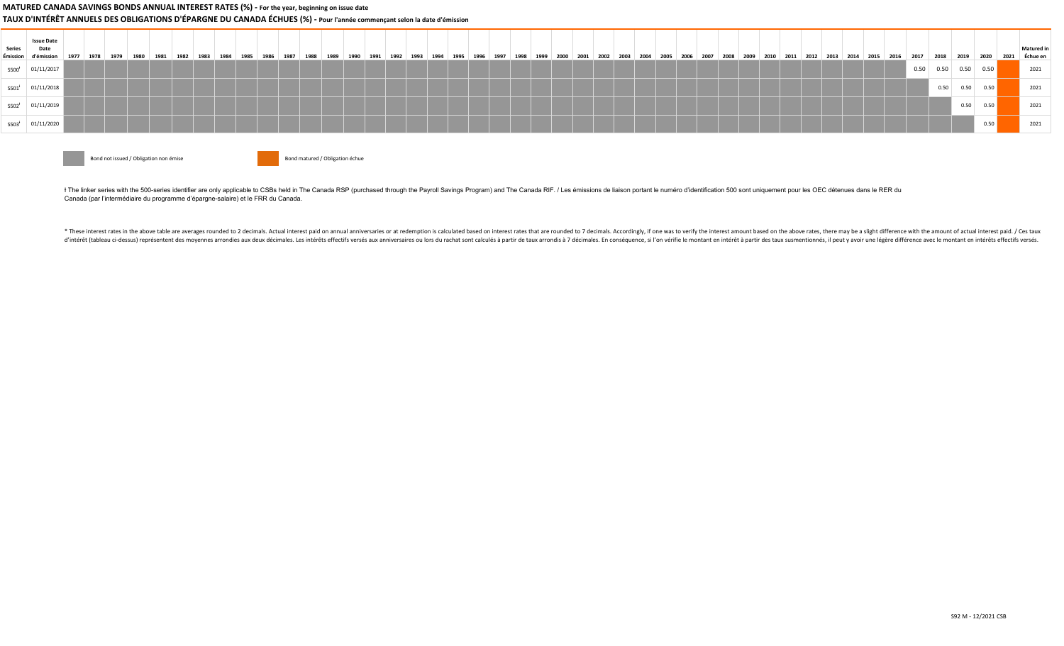**MATURED CANADA SAVINGS BONDS ANNUAL INTEREST RATES (%) - For the year, beginning on issue date**

**TAUX D'INTÉRÊT ANNUELS DES OBLIGATIONS D'ÉPARGNE DU CANADA ÉCHUES (%) - Pour l'année commençant selon la date d'émission**

| Series Émission | Issue Date Date d'émission | 1977 | 1978 | 1979 | 1980 | 1981 | 1982 | 1983 | 1984 | 1985 | 1986 | 1987 | 1988 | 1989 | 1990 | 1991 | 1992 | 1993 | 1994 | 1995 | 1996 | 1997 | 1998 | 1999 | 2000 | 2001 | 2002 | 2003 | 2004 | 2005 | 2006 | 2007 | 2008 | 2009 | 2010 | 2011 | 2012 | 2013 | 2014 | 2015 | 2016 | 2017 | 2018 | 2019 | 2020 | 2021 | Matured in Échue en |
|---|---|---|---|---|---|---|---|---|---|---|---|---|---|---|---|---|---|---|---|---|---|---|---|---|---|---|---|---|---|---|---|---|---|---|---|---|---|---|---|---|---|---|---|---|---|---|---|
| S500ƚ | 01/11/2017 | | | | | | | | | | | | | | | | | | | | | | | | | | | | | | | | | | | | | | | | | 0.50 | 0.50 | 0.50 | 0.50 | | 2021 |
| S501ƚ | 01/11/2018 | | | | | | | | | | | | | | | | | | | | | | | | | | | | | | | | | | | | | | | | | | 0.50 | 0.50 | 0.50 | | 2021 |
| S502ƚ | 01/11/2019 | | | | | | | | | | | | | | | | | | | | | | | | | | | | | | | | | | | | | | | | | | | 0.50 | 0.50 | | 2021 |
| S503ƚ | 01/11/2020 | | | | | | | | | | | | | | | | | | | | | | | | | | | | | | | | | | | | | | | | | | | | 0.50 | | 2021 |

Bond not issued / Obligation non émise

Bond matured / Obligation échue

ƚ The linker series with the 500-series identifier are only applicable to CSBs held in The Canada RSP (purchased through the Payroll Savings Program) and The Canada RIF. / Les émissions de liaison portant le numéro d'identification 500 sont uniquement pour les OEC détenues dans le RER du Canada (par l'intermédiaire du programme d'épargne-salaire) et le FRR du Canada.

* These interest rates in the above table are averages rounded to 2 decimals. Actual interest paid on annual anniversaries or at redemption is calculated based on interest rates that are rounded to 7 decimals. Accordingly, if one was to verify the interest amount based on the above rates, there may be a slight difference with the amount of actual interest paid. / Ces taux d'intérêt (tableau ci-dessus) représentent des moyennes arrondies aux deux décimales. Les intérêts effectifs versés aux anniversaires ou lors du rachat sont calculés à partir de taux arrondis à 7 décimales. En conséquence, si l'on vérifie le montant en intérêt à partir des taux susmentionnés, il peut y avoir une légère différence avec le montant en intérêts effectifs versés.

S92 M - 12/2021 CSB